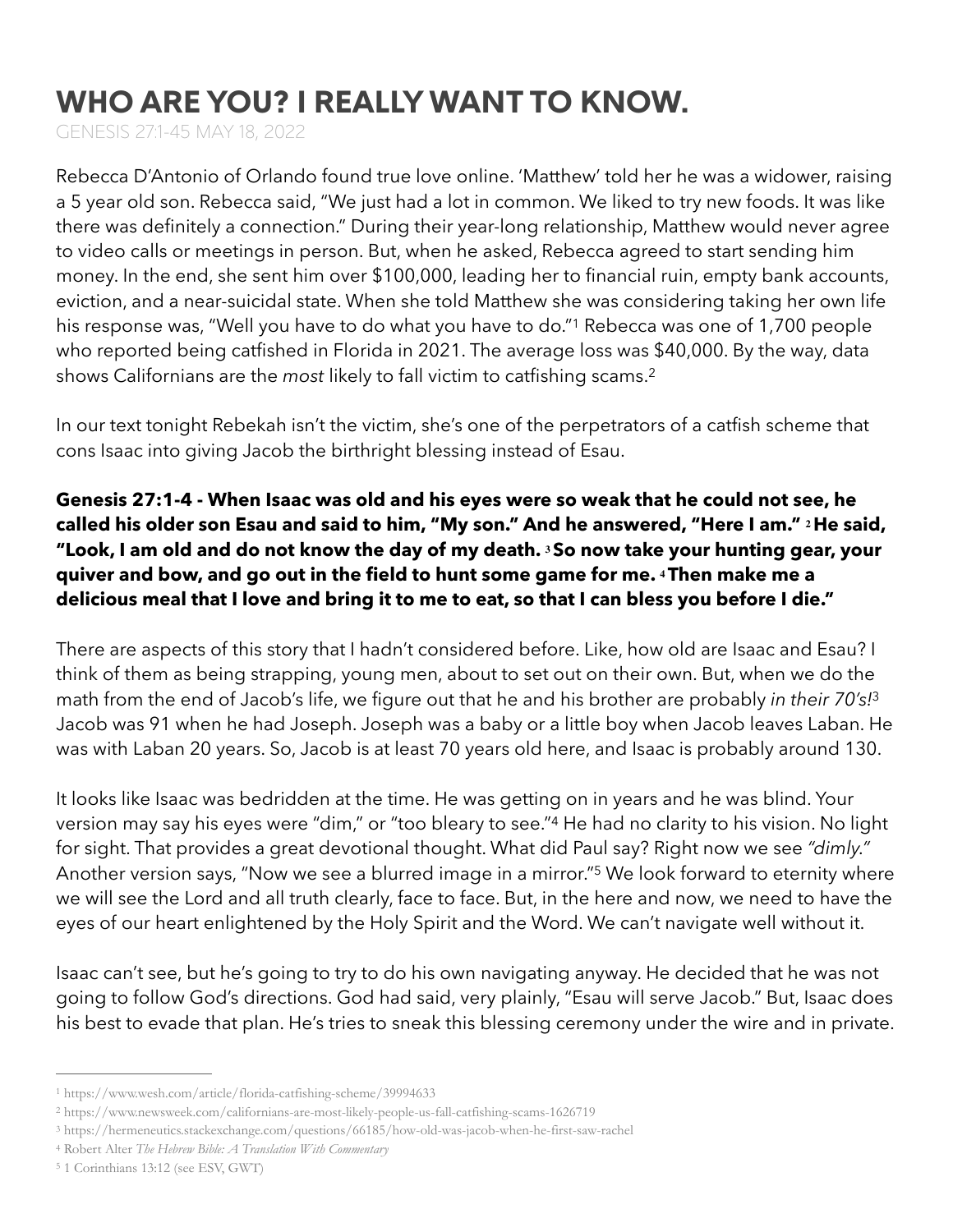# WHO ARE YOU? I REALLY WANT TO KNOW.

GENESIS 27:1-45 MAY 18, 2022

Rebecca D'Antonio of Orlando found true love online. 'Matthew' told her he was a widower, raising a 5 year old son. Rebecca said, "We just had a lot in common. We liked to try new foods. It was like there was definitely a connection." During their year-long relationship, Matthew would never agree to video calls or meetings in person. But, when he asked, Rebecca agreed to start sending him money. In the end, she sent him over $100,000, leading her to financial ruin, empty bank accounts, eviction, and a near-suicidal state. When she told Matthew she was considering taking her own life his response was, "Well you have to do what you have to do."[1] Rebecca was one of 1,700 people who reported being catfished in Florida in 2021. The average loss was $40,000. By the way, data shows Californians are the *most* likely to fall victim to catfishing scams.[2]

In our text tonight Rebekah isn't the victim, she's one of the perpetrators of a catfish scheme that cons Isaac into giving Jacob the birthright blessing instead of Esau.

**Genesis 27:1-4 - When Isaac was old and his eyes were so weak that he could not see, he called his older son Esau and said to him, "My son." And he answered, "Here I am." 2 He said, "Look, I am old and do not know the day of my death. 3 So now take your hunting gear, your quiver and bow, and go out in the field to hunt some game for me. 4 Then make me a delicious meal that I love and bring it to me to eat, so that I can bless you before I die."**

There are aspects of this story that I hadn't considered before. Like, how old are Isaac and Esau? I think of them as being strapping, young men, about to set out on their own. But, when we do the math from the end of Jacob's life, we figure out that he and his brother are probably *in their 70's!*[3] Jacob was 91 when he had Joseph. Joseph was a baby or a little boy when Jacob leaves Laban. He was with Laban 20 years. So, Jacob is at least 70 years old here, and Isaac is probably around 130.

It looks like Isaac was bedridden at the time. He was getting on in years and he was blind. Your version may say his eyes were "dim," or "too bleary to see."[4] He had no clarity to his vision. No light for sight. That provides a great devotional thought. What did Paul say? Right now we see *"dimly."* Another version says, "Now we see a blurred image in a mirror."[5] We look forward to eternity where we will see the Lord and all truth clearly, face to face. But, in the here and now, we need to have the eyes of our heart enlightened by the Holy Spirit and the Word. We can't navigate well without it.

Isaac can't see, but he's going to try to do his own navigating anyway. He decided that he was not going to follow God's directions. God had said, very plainly, "Esau will serve Jacob." But, Isaac does his best to evade that plan. He's tries to sneak this blessing ceremony under the wire and in private.

---

[1] https://www.wesh.com/article/florida-catfishing-scheme/39994633

[2] https://www.newsweek.com/californians-are-most-likely-people-us-fall-catfishing-scams-1626719

[3] https://hermeneutics.stackexchange.com/questions/66185/how-old-was-jacob-when-he-first-saw-rachel

[4] Robert Alter *The Hebrew Bible: A Translation With Commentary*

[5] 1 Corinthians 13:12 (see ESV, GWT)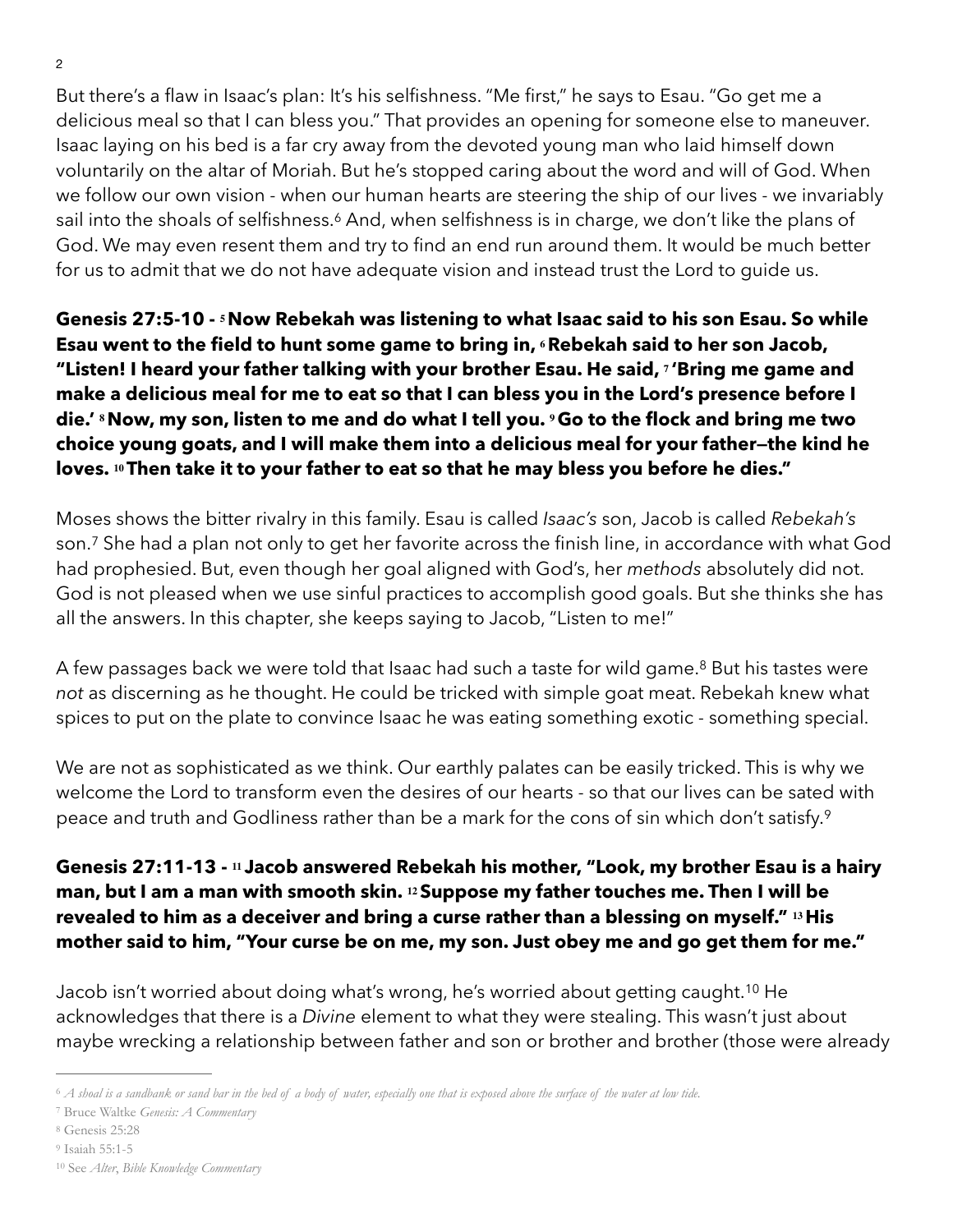But there's a flaw in Isaac's plan: It's his selfishness. "Me first," he says to Esau. "Go get me a delicious meal so that I can bless you." That provides an opening for someone else to maneuver. Isaac laying on his bed is a far cry away from the devoted young man who laid himself down voluntarily on the altar of Moriah. But he's stopped caring about the word and will of God. When we follow our own vision - when our human hearts are steering the ship of our lives - we invariably sail into the shoals of selfishness.[6] And, when selfishness is in charge, we don't like the plans of God. We may even resent them and try to find an end run around them. It would be much better for us to admit that we do not have adequate vision and instead trust the Lord to guide us.

**Genesis 27:5-10 - [5] Now Rebekah was listening to what Isaac said to his son Esau. So while Esau went to the field to hunt some game to bring in, [6] Rebekah said to her son Jacob, "Listen! I heard your father talking with your brother Esau. He said, [7] 'Bring me game and make a delicious meal for me to eat so that I can bless you in the Lord's presence before I die.' [8] Now, my son, listen to me and do what I tell you. [9] Go to the flock and bring me two choice young goats, and I will make them into a delicious meal for your father—the kind he loves. [10] Then take it to your father to eat so that he may bless you before he dies."**

Moses shows the bitter rivalry in this family. Esau is called *Isaac's* son, Jacob is called *Rebekah's* son.[7] She had a plan not only to get her favorite across the finish line, in accordance with what God had prophesied. But, even though her goal aligned with God's, her *methods* absolutely did not. God is not pleased when we use sinful practices to accomplish good goals. But she thinks she has all the answers. In this chapter, she keeps saying to Jacob, "Listen to me!"

A few passages back we were told that Isaac had such a taste for wild game.[8] But his tastes were *not* as discerning as he thought. He could be tricked with simple goat meat. Rebekah knew what spices to put on the plate to convince Isaac he was eating something exotic - something special.

We are not as sophisticated as we think. Our earthly palates can be easily tricked. This is why we welcome the Lord to transform even the desires of our hearts - so that our lives can be sated with peace and truth and Godliness rather than be a mark for the cons of sin which don't satisfy.[9]

**Genesis 27:11-13 - [11] Jacob answered Rebekah his mother, "Look, my brother Esau is a hairy man, but I am a man with smooth skin. [12] Suppose my father touches me. Then I will be revealed to him as a deceiver and bring a curse rather than a blessing on myself." [13] His mother said to him, "Your curse be on me, my son. Just obey me and go get them for me."**

Jacob isn't worried about doing what's wrong, he's worried about getting caught.[10] He acknowledges that there is a *Divine* element to what they were stealing. This wasn't just about maybe wrecking a relationship between father and son or brother and brother (those were already

---

[6] *A shoal is a sandbank or sand bar in the bed of a body of water, especially one that is exposed above the surface of the water at low tide.*

[7] Bruce Waltke *Genesis: A Commentary*

[8] Genesis 25:28

[9] Isaiah 55:1-5

[10] See *Alter*, *Bible Knowledge Commentary*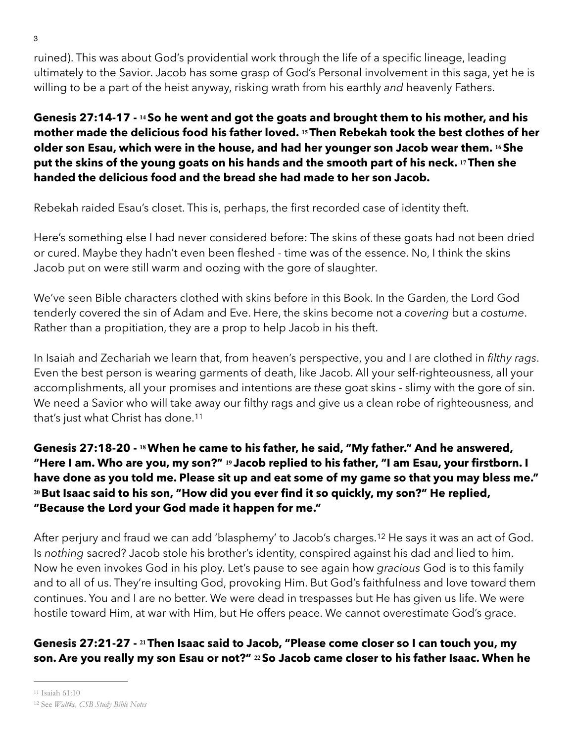ruined). This was about God's providential work through the life of a specific lineage, leading ultimately to the Savior. Jacob has some grasp of God's Personal involvement in this saga, yet he is willing to be a part of the heist anyway, risking wrath from his earthly *and* heavenly Fathers.

**Genesis 27:14-17 - [14] So he went and got the goats and brought them to his mother, and his mother made the delicious food his father loved. [15] Then Rebekah took the best clothes of her older son Esau, which were in the house, and had her younger son Jacob wear them. [16] She put the skins of the young goats on his hands and the smooth part of his neck. [17] Then she handed the delicious food and the bread she had made to her son Jacob.**

Rebekah raided Esau's closet. This is, perhaps, the first recorded case of identity theft.

Here's something else I had never considered before: The skins of these goats had not been dried or cured. Maybe they hadn't even been fleshed - time was of the essence. No, I think the skins Jacob put on were still warm and oozing with the gore of slaughter.

We've seen Bible characters clothed with skins before in this Book. In the Garden, the Lord God tenderly covered the sin of Adam and Eve. Here, the skins become not a *covering* but a *costume*. Rather than a propitiation, they are a prop to help Jacob in his theft.

In Isaiah and Zechariah we learn that, from heaven's perspective, you and I are clothed in *filthy rags*. Even the best person is wearing garments of death, like Jacob. All your self-righteousness, all your accomplishments, all your promises and intentions are *these* goat skins - slimy with the gore of sin. We need a Savior who will take away our filthy rags and give us a clean robe of righteousness, and that's just what Christ has done.[11]

**Genesis 27:18-20 - [18] When he came to his father, he said, "My father." And he answered, "Here I am. Who are you, my son?" [19] Jacob replied to his father, "I am Esau, your firstborn. I have done as you told me. Please sit up and eat some of my game so that you may bless me." [20] But Isaac said to his son, "How did you ever find it so quickly, my son?" He replied, "Because the Lord your God made it happen for me."**

After perjury and fraud we can add 'blasphemy' to Jacob's charges.[12] He says it was an act of God. Is *nothing* sacred? Jacob stole his brother's identity, conspired against his dad and lied to him. Now he even invokes God in his ploy. Let's pause to see again how *gracious* God is to this family and to all of us. They're insulting God, provoking Him. But God's faithfulness and love toward them continues. You and I are no better. We were dead in trespasses but He has given us life. We were hostile toward Him, at war with Him, but He offers peace. We cannot overestimate God's grace.

**Genesis 27:21-27 - [21] Then Isaac said to Jacob, "Please come closer so I can touch you, my son. Are you really my son Esau or not?" [22] So Jacob came closer to his father Isaac. When he**

---

[11] Isaiah 61:10

[12] See *Waltke, CSB Study Bible Notes*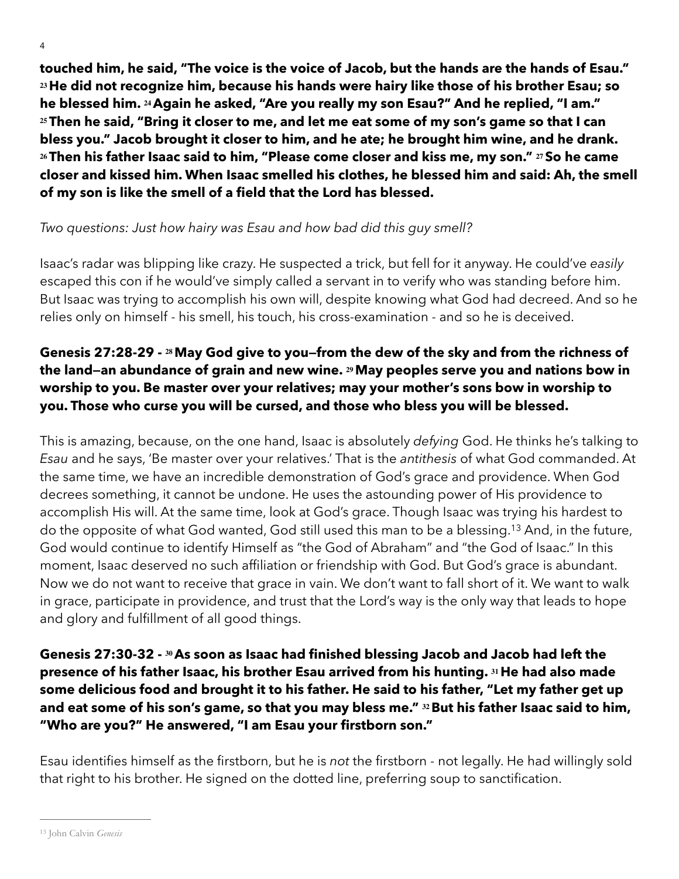**touched him, he said, "The voice is the voice of Jacob, but the hands are the hands of Esau." 23 He did not recognize him, because his hands were hairy like those of his brother Esau; so he blessed him. 24 Again he asked, "Are you really my son Esau?" And he replied, "I am." 25 Then he said, "Bring it closer to me, and let me eat some of my son's game so that I can bless you." Jacob brought it closer to him, and he ate; he brought him wine, and he drank. 26 Then his father Isaac said to him, "Please come closer and kiss me, my son." 27 So he came closer and kissed him. When Isaac smelled his clothes, he blessed him and said: Ah, the smell of my son is like the smell of a field that the Lord has blessed.**

*Two questions: Just how hairy was Esau and how bad did this guy smell?*

Isaac's radar was blipping like crazy. He suspected a trick, but fell for it anyway. He could've *easily* escaped this con if he would've simply called a servant in to verify who was standing before him. But Isaac was trying to accomplish his own will, despite knowing what God had decreed. And so he relies only on himself - his smell, his touch, his cross-examination - and so he is deceived.

**Genesis 27:28-29 - 28 May God give to you—from the dew of the sky and from the richness of the land—an abundance of grain and new wine. 29 May peoples serve you and nations bow in worship to you. Be master over your relatives; may your mother's sons bow in worship to you. Those who curse you will be cursed, and those who bless you will be blessed.**

This is amazing, because, on the one hand, Isaac is absolutely *defying* God. He thinks he's talking to *Esau* and he says, 'Be master over your relatives.' That is the *antithesis* of what God commanded. At the same time, we have an incredible demonstration of God's grace and providence. When God decrees something, it cannot be undone. He uses the astounding power of His providence to accomplish His will. At the same time, look at God's grace. Though Isaac was trying his hardest to do the opposite of what God wanted, God still used this man to be a blessing.[13] And, in the future, God would continue to identify Himself as "the God of Abraham" and "the God of Isaac." In this moment, Isaac deserved no such affiliation or friendship with God. But God's grace is abundant. Now we do not want to receive that grace in vain. We don't want to fall short of it. We want to walk in grace, participate in providence, and trust that the Lord's way is the only way that leads to hope and glory and fulfillment of all good things.

**Genesis 27:30-32 - 30 As soon as Isaac had finished blessing Jacob and Jacob had left the presence of his father Isaac, his brother Esau arrived from his hunting. 31 He had also made some delicious food and brought it to his father. He said to his father, "Let my father get up and eat some of his son's game, so that you may bless me." 32 But his father Isaac said to him, "Who are you?" He answered, "I am Esau your firstborn son."**

Esau identifies himself as the firstborn, but he is *not* the firstborn - not legally. He had willingly sold that right to his brother. He signed on the dotted line, preferring soup to sanctification.

---

[13] John Calvin *Genesis*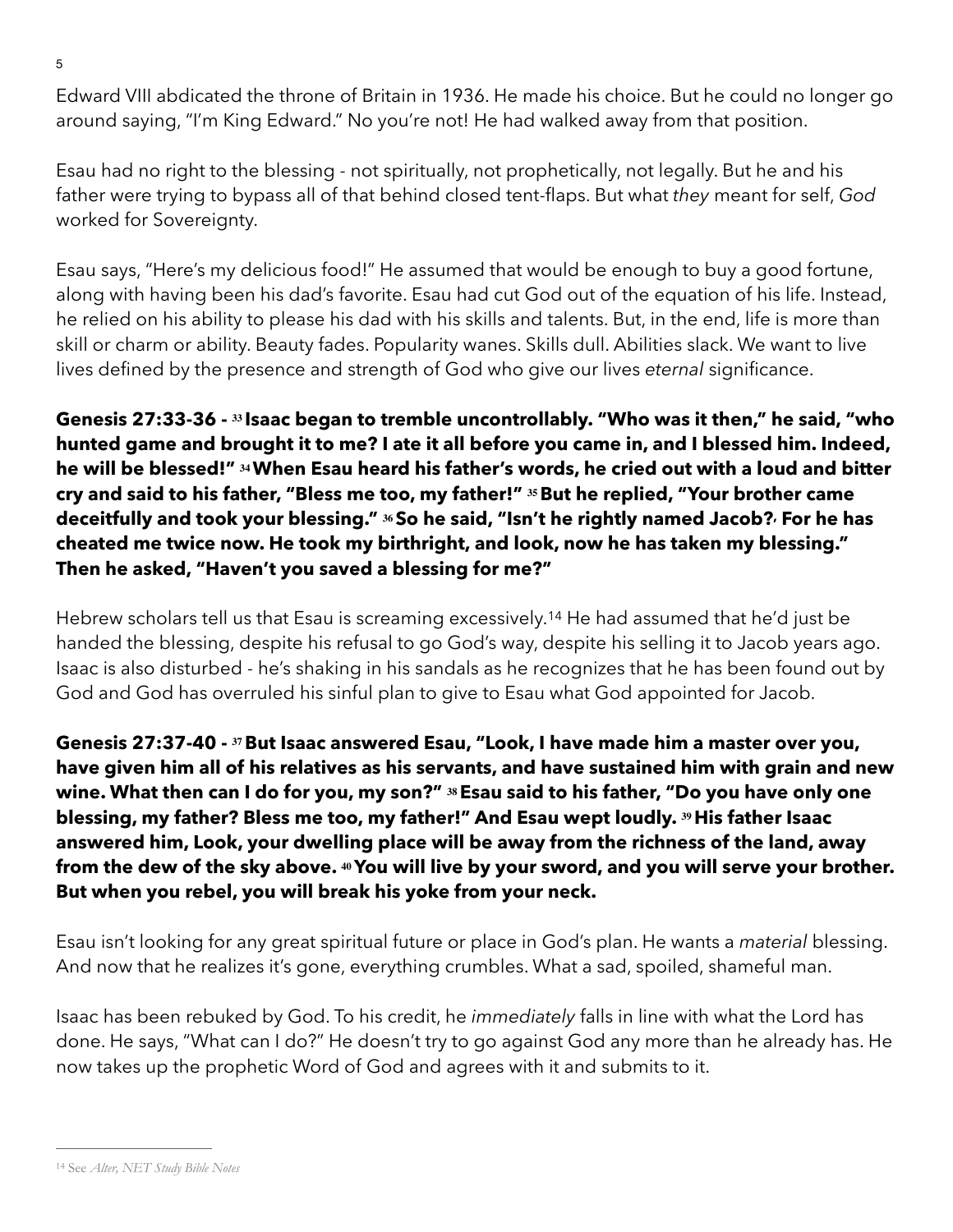Edward VIII abdicated the throne of Britain in 1936. He made his choice. But he could no longer go around saying, "I'm King Edward." No you're not! He had walked away from that position.

Esau had no right to the blessing - not spiritually, not prophetically, not legally. But he and his father were trying to bypass all of that behind closed tent-flaps. But what *they* meant for self, *God* worked for Sovereignty.

Esau says, "Here's my delicious food!" He assumed that would be enough to buy a good fortune, along with having been his dad's favorite. Esau had cut God out of the equation of his life. Instead, he relied on his ability to please his dad with his skills and talents. But, in the end, life is more than skill or charm or ability. Beauty fades. Popularity wanes. Skills dull. Abilities slack. We want to live lives defined by the presence and strength of God who give our lives *eternal* significance.

**Genesis 27:33-36 - 33 Isaac began to tremble uncontrollably. "Who was it then," he said, "who hunted game and brought it to me? I ate it all before you came in, and I blessed him. Indeed, he will be blessed!" 34 When Esau heard his father's words, he cried out with a loud and bitter cry and said to his father, "Bless me too, my father!" 35 But he replied, "Your brother came deceitfully and took your blessing." 36 So he said, "Isn't he rightly named Jacob?, For he has cheated me twice now. He took my birthright, and look, now he has taken my blessing." Then he asked, "Haven't you saved a blessing for me?"**

Hebrew scholars tell us that Esau is screaming excessively.[14] He had assumed that he'd just be handed the blessing, despite his refusal to go God's way, despite his selling it to Jacob years ago. Isaac is also disturbed - he's shaking in his sandals as he recognizes that he has been found out by God and God has overruled his sinful plan to give to Esau what God appointed for Jacob.

**Genesis 27:37-40 - 37 But Isaac answered Esau, "Look, I have made him a master over you, have given him all of his relatives as his servants, and have sustained him with grain and new wine. What then can I do for you, my son?" 38 Esau said to his father, "Do you have only one blessing, my father? Bless me too, my father!" And Esau wept loudly. 39 His father Isaac answered him, Look, your dwelling place will be away from the richness of the land, away from the dew of the sky above. 40 You will live by your sword, and you will serve your brother. But when you rebel, you will break his yoke from your neck.**

Esau isn't looking for any great spiritual future or place in God's plan. He wants a *material* blessing. And now that he realizes it's gone, everything crumbles. What a sad, spoiled, shameful man.

Isaac has been rebuked by God. To his credit, he *immediately* falls in line with what the Lord has done. He says, "What can I do?" He doesn't try to go against God any more than he already has. He now takes up the prophetic Word of God and agrees with it and submits to it.

---

[14] See *Alter, NET Study Bible Notes*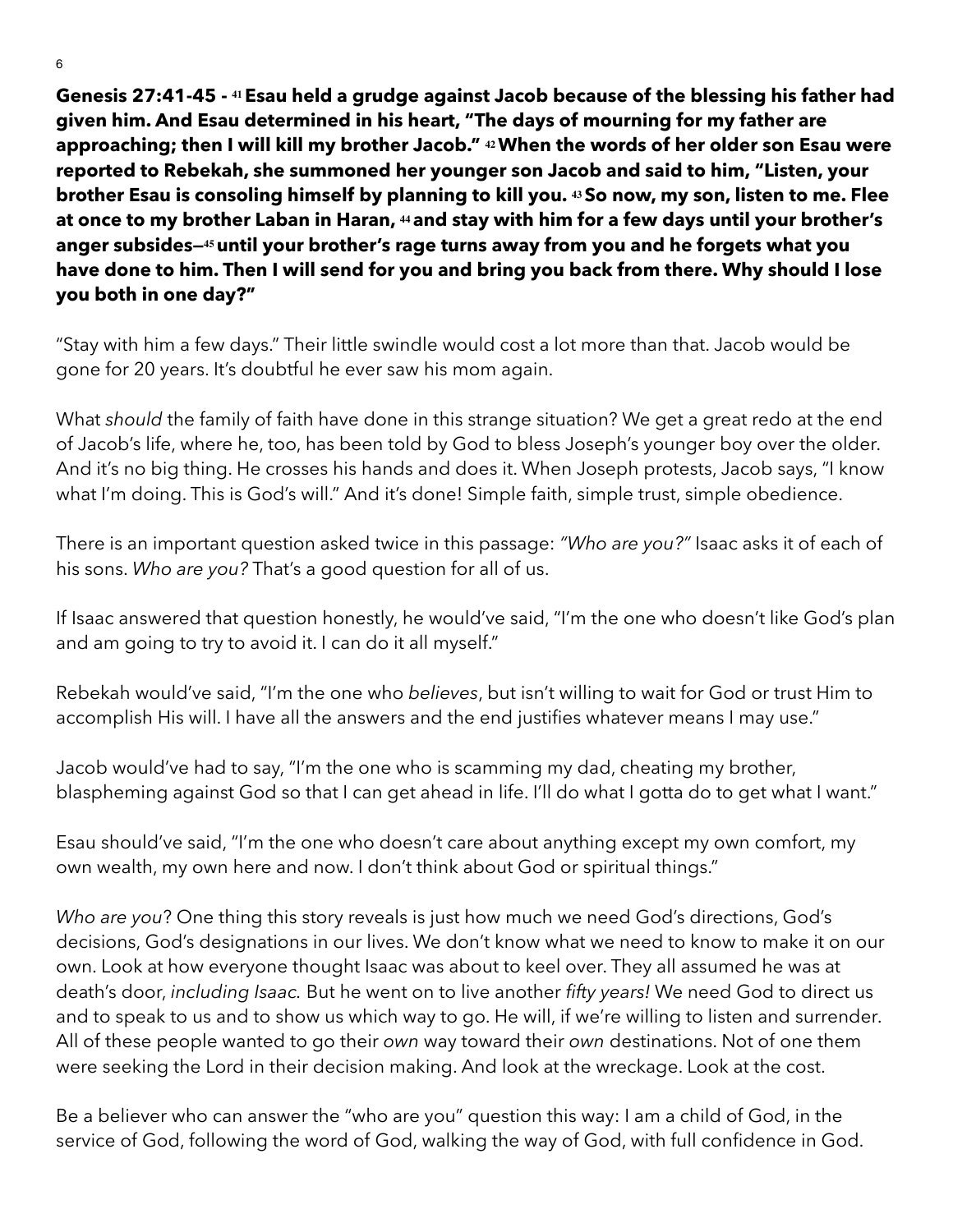**Genesis 27:41-45 - 41 Esau held a grudge against Jacob because of the blessing his father had given him. And Esau determined in his heart, "The days of mourning for my father are approaching; then I will kill my brother Jacob." 42 When the words of her older son Esau were reported to Rebekah, she summoned her younger son Jacob and said to him, "Listen, your brother Esau is consoling himself by planning to kill you. 43 So now, my son, listen to me. Flee at once to my brother Laban in Haran, 44 and stay with him for a few days until your brother's anger subsides—45 until your brother's rage turns away from you and he forgets what you have done to him. Then I will send for you and bring you back from there. Why should I lose you both in one day?"**

"Stay with him a few days." Their little swindle would cost a lot more than that. Jacob would be gone for 20 years. It's doubtful he ever saw his mom again.

What *should* the family of faith have done in this strange situation? We get a great redo at the end of Jacob's life, where he, too, has been told by God to bless Joseph's younger boy over the older. And it's no big thing. He crosses his hands and does it. When Joseph protests, Jacob says, "I know what I'm doing. This is God's will." And it's done! Simple faith, simple trust, simple obedience.

There is an important question asked twice in this passage: *"Who are you?"* Isaac asks it of each of his sons. *Who are you?* That's a good question for all of us.

If Isaac answered that question honestly, he would've said, "I'm the one who doesn't like God's plan and am going to try to avoid it. I can do it all myself."

Rebekah would've said, "I'm the one who *believes*, but isn't willing to wait for God or trust Him to accomplish His will. I have all the answers and the end justifies whatever means I may use."

Jacob would've had to say, "I'm the one who is scamming my dad, cheating my brother, blaspheming against God so that I can get ahead in life. I'll do what I gotta do to get what I want."

Esau should've said, "I'm the one who doesn't care about anything except my own comfort, my own wealth, my own here and now. I don't think about God or spiritual things."

*Who are you*? One thing this story reveals is just how much we need God's directions, God's decisions, God's designations in our lives. We don't know what we need to know to make it on our own. Look at how everyone thought Isaac was about to keel over. They all assumed he was at death's door, *including Isaac.* But he went on to live another *fifty years!* We need God to direct us and to speak to us and to show us which way to go. He will, if we're willing to listen and surrender. All of these people wanted to go their *own* way toward their *own* destinations. Not of one them were seeking the Lord in their decision making. And look at the wreckage. Look at the cost.

Be a believer who can answer the "who are you" question this way: I am a child of God, in the service of God, following the word of God, walking the way of God, with full confidence in God.